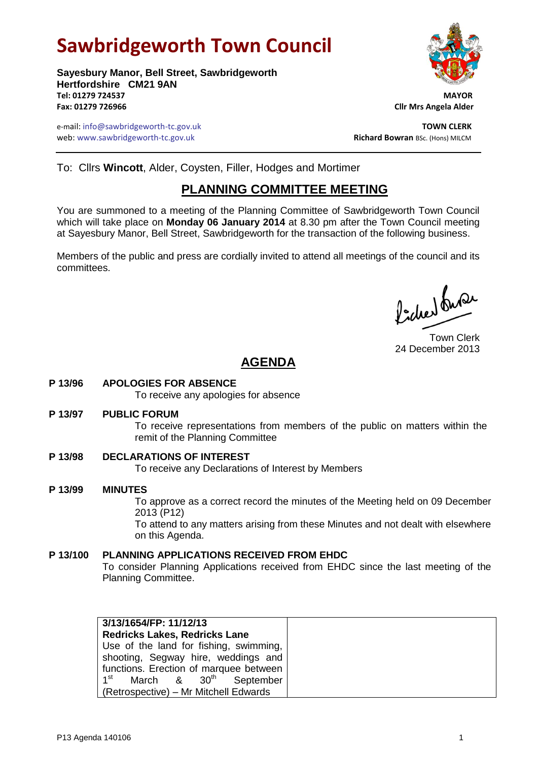# Sawbridgeworth Town Council

**Sayesbury Manor, Bell Street, Sawbridgeworth**
**Hertfordshire CM21 9AN**
**Tel: 01279 724537**
**Fax: 01279 726966**

**MAYOR**
**Cllr Mrs Angela Alder**

e-mail: info@sawbridgeworth-tc.gov.uk
web: www.sawbridgeworth-tc.gov.uk

**TOWN CLERK**
**Richard Bowran** BSc. (Hons) MILCM

To: Cllrs **Wincott**, Alder, Coysten, Filler, Hodges and Mortimer

## PLANNING COMMITTEE MEETING

You are summoned to a meeting of the Planning Committee of Sawbridgeworth Town Council which will take place on **Monday 06 January 2014** at 8.30 pm after the Town Council meeting at Sayesbury Manor, Bell Street, Sawbridgeworth for the transaction of the following business.

Members of the public and press are cordially invited to attend all meetings of the council and its committees.

Town Clerk
24 December 2013

## AGENDA

**P 13/96 APOLOGIES FOR ABSENCE**
To receive any apologies for absence

**P 13/97 PUBLIC FORUM**
To receive representations from members of the public on matters within the remit of the Planning Committee

**P 13/98 DECLARATIONS OF INTEREST**
To receive any Declarations of Interest by Members

**P 13/99 MINUTES**
To approve as a correct record the minutes of the Meeting held on 09 December 2013 (P12)
To attend to any matters arising from these Minutes and not dealt with elsewhere on this Agenda.

**P 13/100 PLANNING APPLICATIONS RECEIVED FROM EHDC**
To consider Planning Applications received from EHDC since the last meeting of the Planning Committee.

| **3/13/1654/FP: 11/12/13**<br>**Redricks Lakes, Redricks Lane**<br>Use of the land for fishing, swimming, shooting, Segway hire, weddings and functions. Erection of marquee between 1st March & 30th September (Retrospective) – Mr Mitchell Edwards | |
|---|---|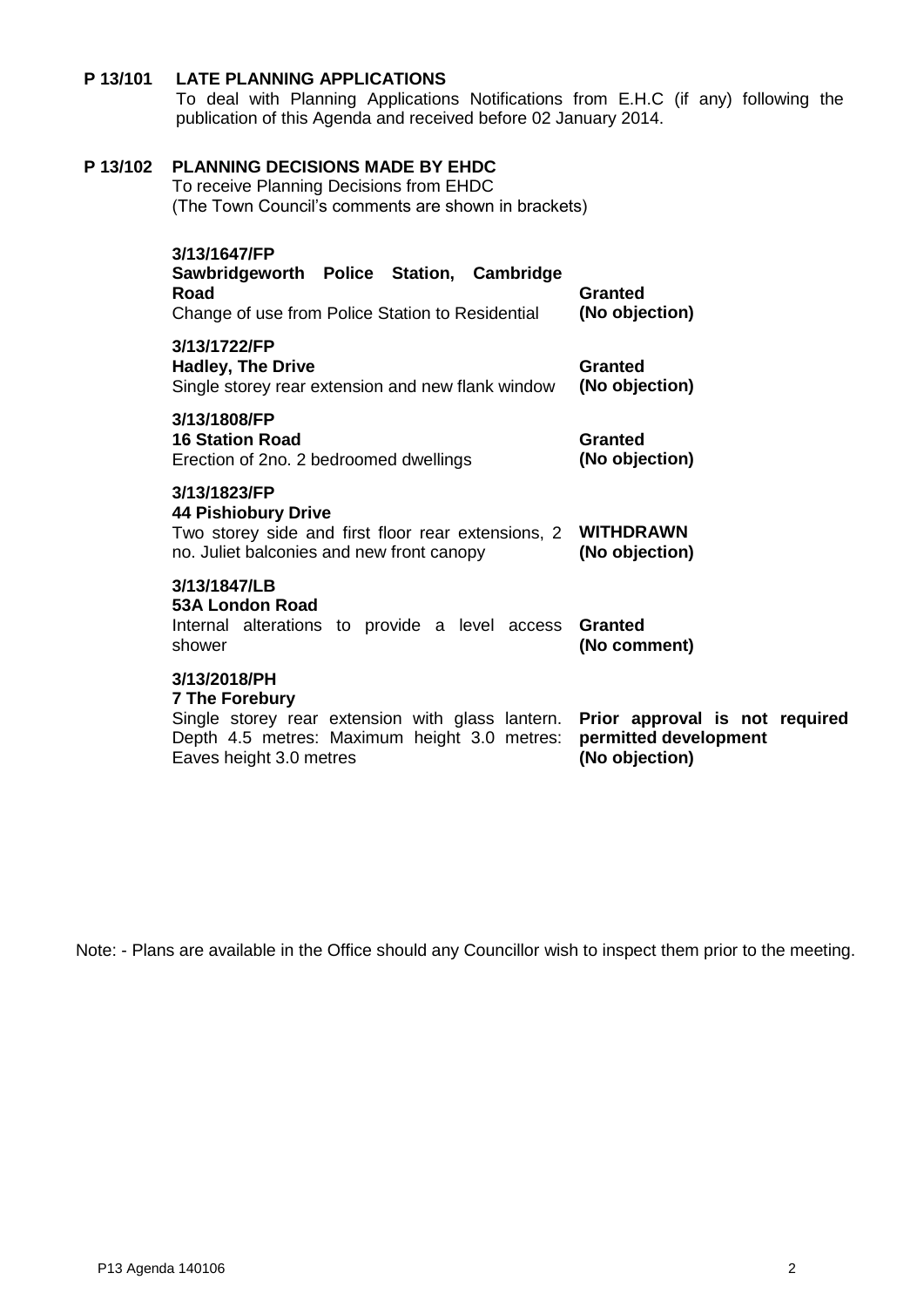**P 13/101 LATE PLANNING APPLICATIONS**

To deal with Planning Applications Notifications from E.H.C (if any) following the publication of this Agenda and received before 02 January 2014.

**P 13/102 PLANNING DECISIONS MADE BY EHDC**

To receive Planning Decisions from EHDC
(The Town Council's comments are shown in brackets)

| | |
|---|---|
| **3/13/1647/FP**<br>**Sawbridgeworth Police Station, Cambridge Road**<br>Change of use from Police Station to Residential | **Granted**<br>**(No objection)** |
| **3/13/1722/FP**<br>**Hadley, The Drive**<br>Single storey rear extension and new flank window | **Granted**<br>**(No objection)** |
| **3/13/1808/FP**<br>**16 Station Road**<br>Erection of 2no. 2 bedroomed dwellings | **Granted**<br>**(No objection)** |
| **3/13/1823/FP**<br>**44 Pishiobury Drive**<br>Two storey side and first floor rear extensions, 2 no. Juliet balconies and new front canopy | **WITHDRAWN**<br>**(No objection)** |
| **3/13/1847/LB**<br>**53A London Road**<br>Internal alterations to provide a level access shower | **Granted**<br>**(No comment)** |
| **3/13/2018/PH**<br>**7 The Forebury**<br>Single storey rear extension with glass lantern. Depth 4.5 metres: Maximum height 3.0 metres: Eaves height 3.0 metres | **Prior approval is not required permitted development**<br>**(No objection)** |

Note: - Plans are available in the Office should any Councillor wish to inspect them prior to the meeting.